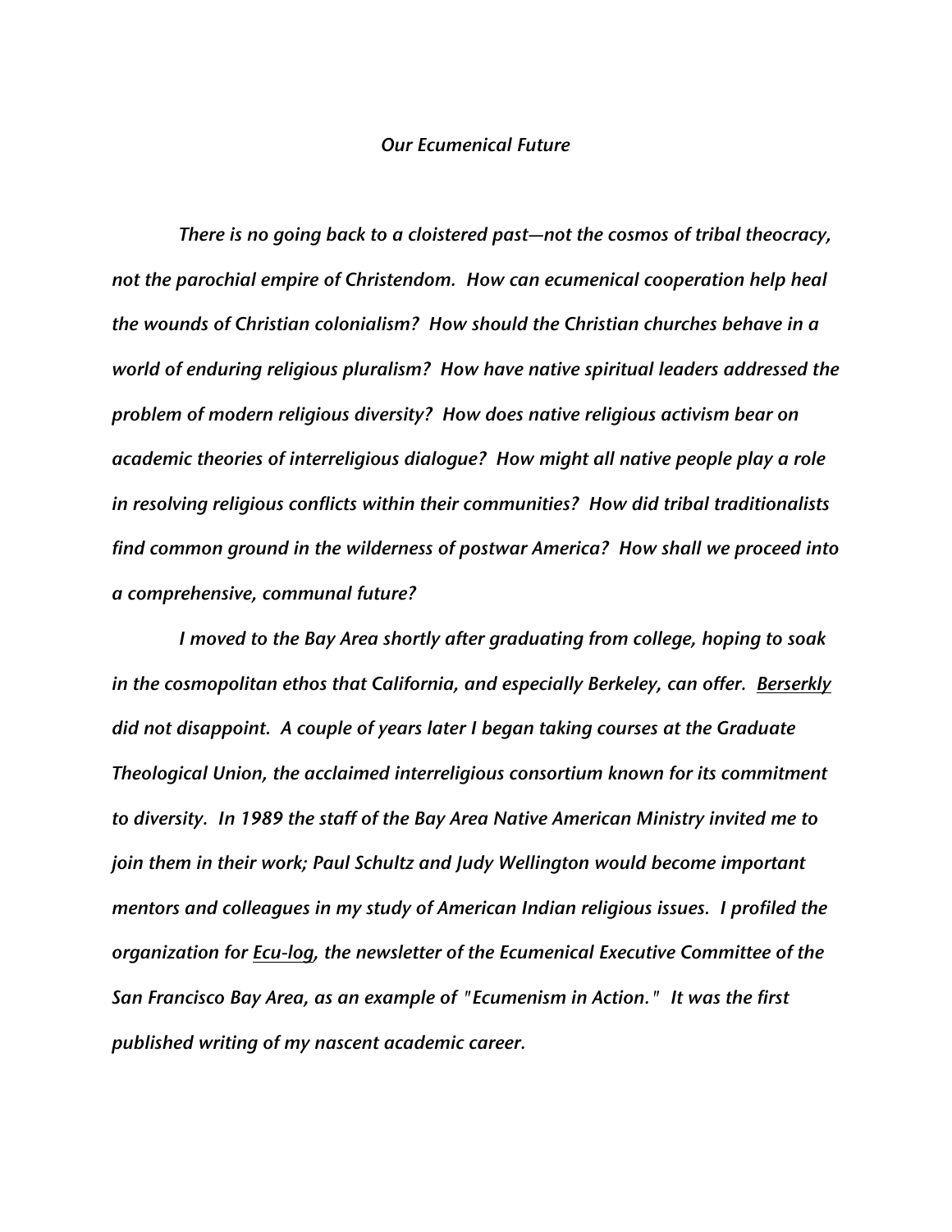# *Our Ecumenical Future*

*There is no going back to a cloistered past—not the cosmos of tribal theocracy, not the parochial empire of Christendom. How can ecumenical cooperation help heal the wounds of Christian colonialism? How should the Christian churches behave in a world of enduring religious pluralism? How have native spiritual leaders addressed the problem of modern religious diversity? How does native religious activism bear on academic theories of interreligious dialogue? How might all native people play a role in resolving religious conflicts within their communities? How did tribal traditionalists find common ground in the wilderness of postwar America? How shall we proceed into a comprehensive, communal future?*

*I moved to the Bay Area shortly after graduating from college, hoping to soak in the cosmopolitan ethos that California, and especially Berkeley, can offer. <u>Berserkly</u> did not disappoint. A couple of years later I began taking courses at the Graduate Theological Union, the acclaimed interreligious consortium known for its commitment to diversity. In 1989 the staff of the Bay Area Native American Ministry invited me to join them in their work; Paul Schultz and Judy Wellington would become important mentors and colleagues in my study of American Indian religious issues. I profiled the organization for <u>Ecu-log</u>, the newsletter of the Ecumenical Executive Committee of the San Francisco Bay Area, as an example of "Ecumenism in Action." It was the first published writing of my nascent academic career.*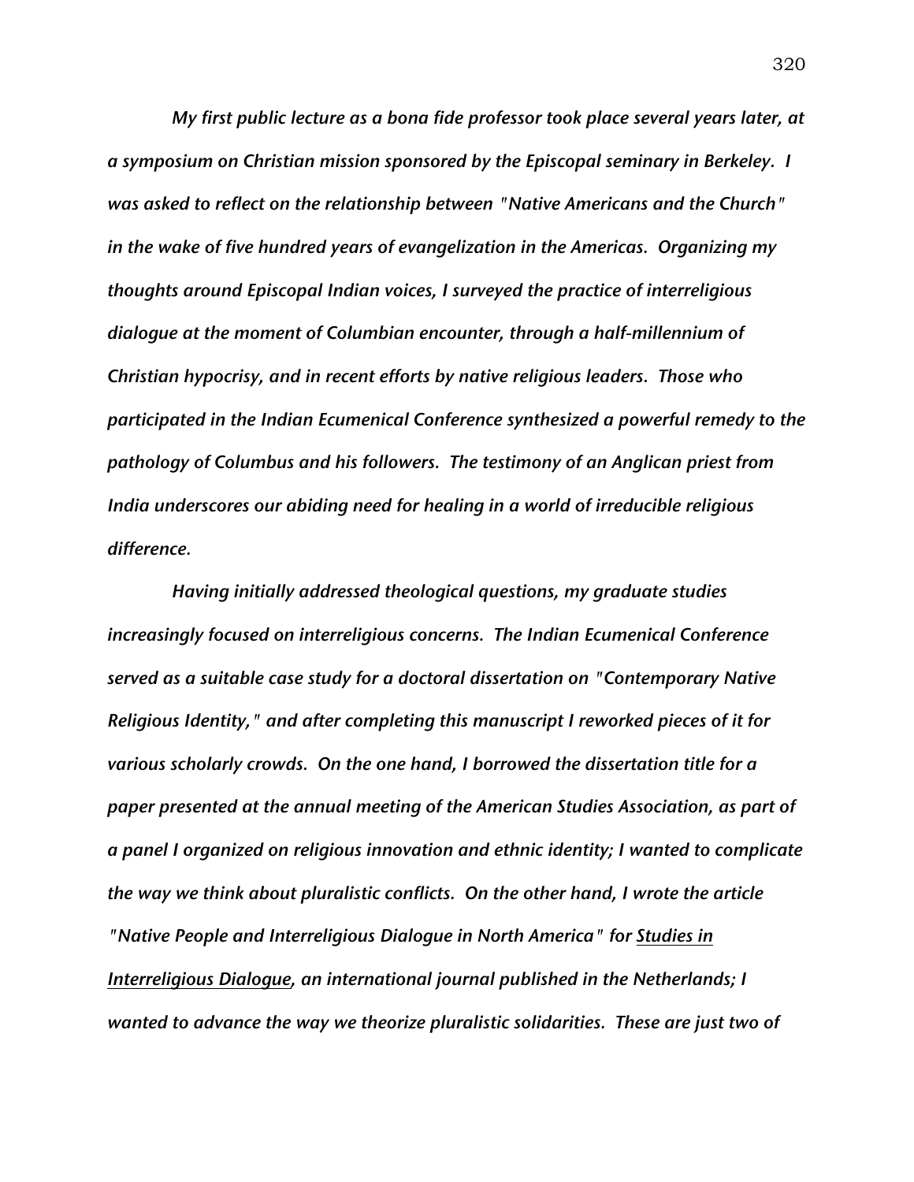*My first public lecture as a bona fide professor took place several years later, at a symposium on Christian mission sponsored by the Episcopal seminary in Berkeley. I was asked to reflect on the relationship between "Native Americans and the Church" in the wake of five hundred years of evangelization in the Americas. Organizing my thoughts around Episcopal Indian voices, I surveyed the practice of interreligious dialogue at the moment of Columbian encounter, through a half-millennium of Christian hypocrisy, and in recent efforts by native religious leaders. Those who participated in the Indian Ecumenical Conference synthesized a powerful remedy to the pathology of Columbus and his followers. The testimony of an Anglican priest from India underscores our abiding need for healing in a world of irreducible religious difference.*

*Having initially addressed theological questions, my graduate studies increasingly focused on interreligious concerns. The Indian Ecumenical Conference served as a suitable case study for a doctoral dissertation on "Contemporary Native Religious Identity," and after completing this manuscript I reworked pieces of it for various scholarly crowds. On the one hand, I borrowed the dissertation title for a paper presented at the annual meeting of the American Studies Association, as part of a panel I organized on religious innovation and ethnic identity; I wanted to complicate the way we think about pluralistic conflicts. On the other hand, I wrote the article "Native People and Interreligious Dialogue in North America" for <u>Studies in Interreligious Dialogue</u>, an international journal published in the Netherlands; I wanted to advance the way we theorize pluralistic solidarities. These are just two of*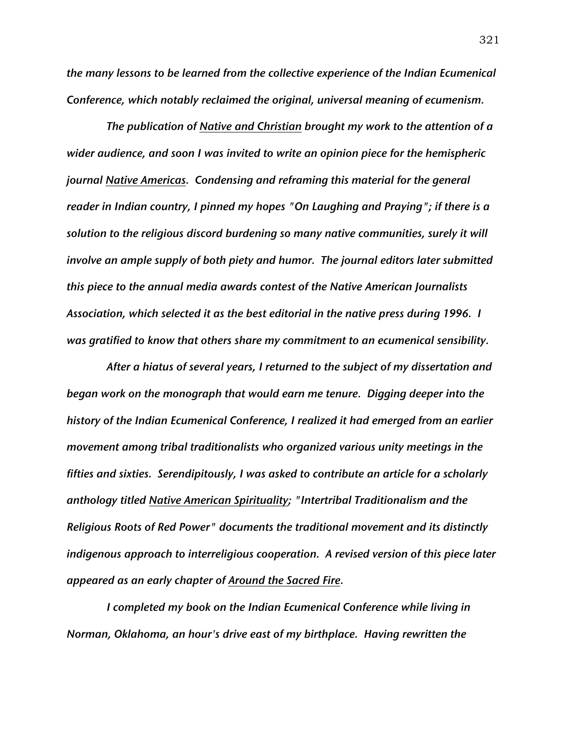*the many lessons to be learned from the collective experience of the Indian Ecumenical Conference, which notably reclaimed the original, universal meaning of ecumenism.*

*The publication of <u>Native and Christian</u> brought my work to the attention of a wider audience, and soon I was invited to write an opinion piece for the hemispheric journal <u>Native Americas</u>. Condensing and reframing this material for the general reader in Indian country, I pinned my hopes "On Laughing and Praying"; if there is a solution to the religious discord burdening so many native communities, surely it will involve an ample supply of both piety and humor. The journal editors later submitted this piece to the annual media awards contest of the Native American Journalists Association, which selected it as the best editorial in the native press during 1996. I was gratified to know that others share my commitment to an ecumenical sensibility.*

*After a hiatus of several years, I returned to the subject of my dissertation and began work on the monograph that would earn me tenure. Digging deeper into the history of the Indian Ecumenical Conference, I realized it had emerged from an earlier movement among tribal traditionalists who organized various unity meetings in the fifties and sixties. Serendipitously, I was asked to contribute an article for a scholarly anthology titled <u>Native American Spirituality</u>; "Intertribal Traditionalism and the Religious Roots of Red Power" documents the traditional movement and its distinctly indigenous approach to interreligious cooperation. A revised version of this piece later appeared as an early chapter of <u>Around the Sacred Fire</u>.*

*I completed my book on the Indian Ecumenical Conference while living in Norman, Oklahoma, an hour's drive east of my birthplace. Having rewritten the*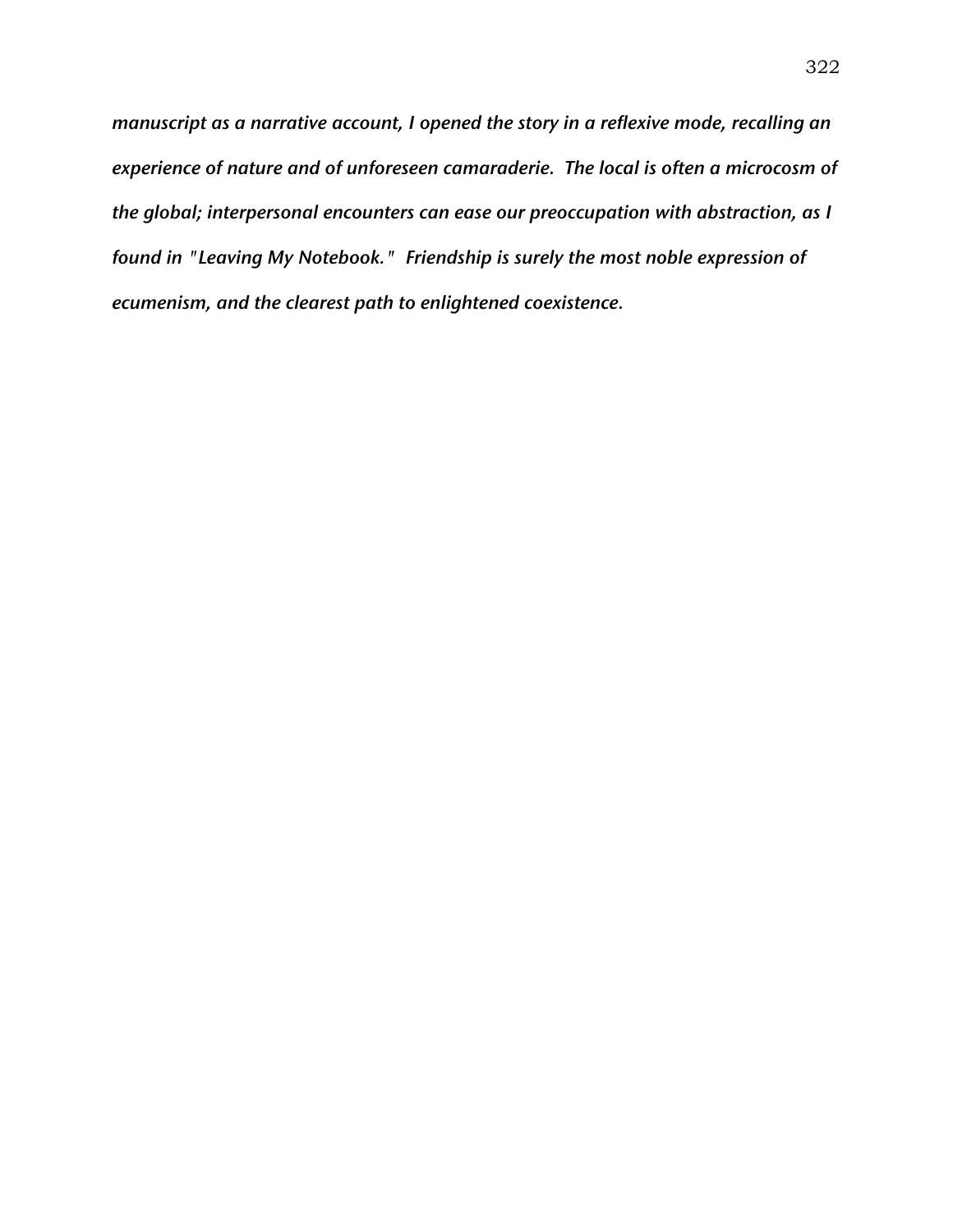*manuscript as a narrative account, I opened the story in a reflexive mode, recalling an experience of nature and of unforeseen camaraderie. The local is often a microcosm of the global; interpersonal encounters can ease our preoccupation with abstraction, as I found in "Leaving My Notebook." Friendship is surely the most noble expression of ecumenism, and the clearest path to enlightened coexistence.*